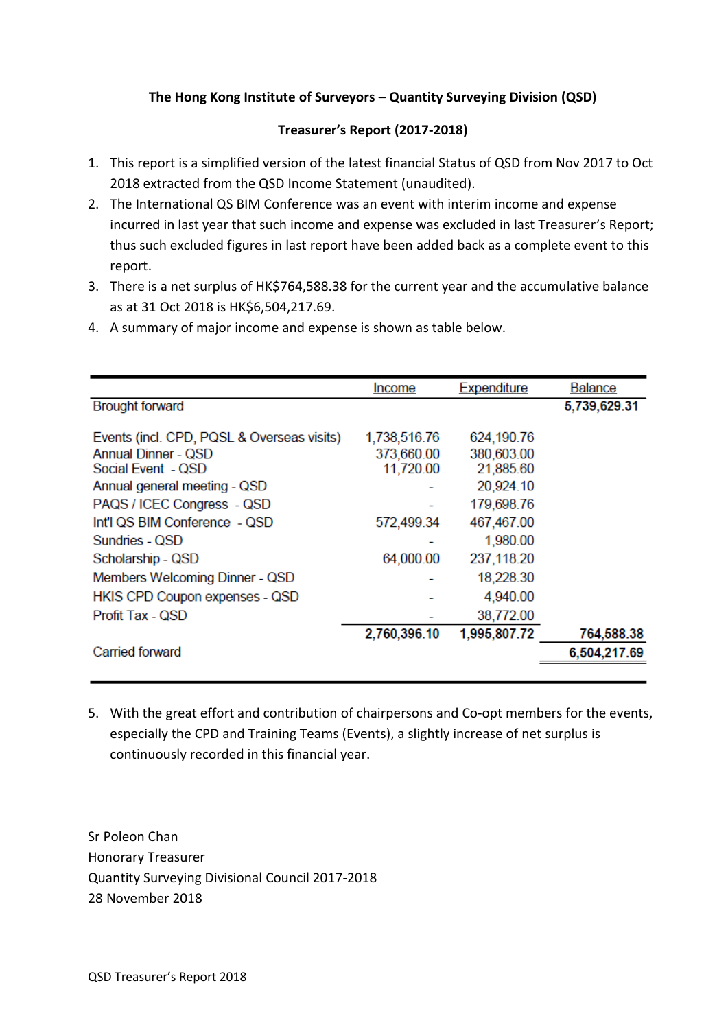**The Hong Kong Institute of Surveyors – Quantity Surveying Division (QSD)**

**Treasurer's Report (2017-2018)**

1. This report is a simplified version of the latest financial Status of QSD from Nov 2017 to Oct 2018 extracted from the QSD Income Statement (unaudited).
2. The International QS BIM Conference was an event with interim income and expense incurred in last year that such income and expense was excluded in last Treasurer's Report; thus such excluded figures in last report have been added back as a complete event to this report.
3. There is a net surplus of HK$764,588.38 for the current year and the accumulative balance as at 31 Oct 2018 is HK$6,504,217.69.
4. A summary of major income and expense is shown as table below.

| | Income | Expenditure | Balance |
|---|---|---|---|
| Brought forward | | | **5,739,629.31** |
| Events (incl. CPD, PQSL & Overseas visits) | 1,738,516.76 | 624,190.76 | |
| Annual Dinner - QSD | 373,660.00 | 380,603.00 | |
| Social Event - QSD | 11,720.00 | 21,885.60 | |
| Annual general meeting - QSD | - | 20,924.10 | |
| PAQS / ICEC Congress - QSD | - | 179,698.76 | |
| Int'l QS BIM Conference - QSD | 572,499.34 | 467,467.00 | |
| Sundries - QSD | - | 1,980.00 | |
| Scholarship - QSD | 64,000.00 | 237,118.20 | |
| Members Welcoming Dinner - QSD | - | 18,228.30 | |
| HKIS CPD Coupon expenses - QSD | - | 4,940.00 | |
| Profit Tax - QSD | - | 38,772.00 | |
| | **2,760,396.10** | **1,995,807.72** | **764,588.38** |
| Carried forward | | | **6,504,217.69** |

5. With the great effort and contribution of chairpersons and Co-opt members for the events, especially the CPD and Training Teams (Events), a slightly increase of net surplus is continuously recorded in this financial year.

Sr Poleon Chan
Honorary Treasurer
Quantity Surveying Divisional Council 2017-2018
28 November 2018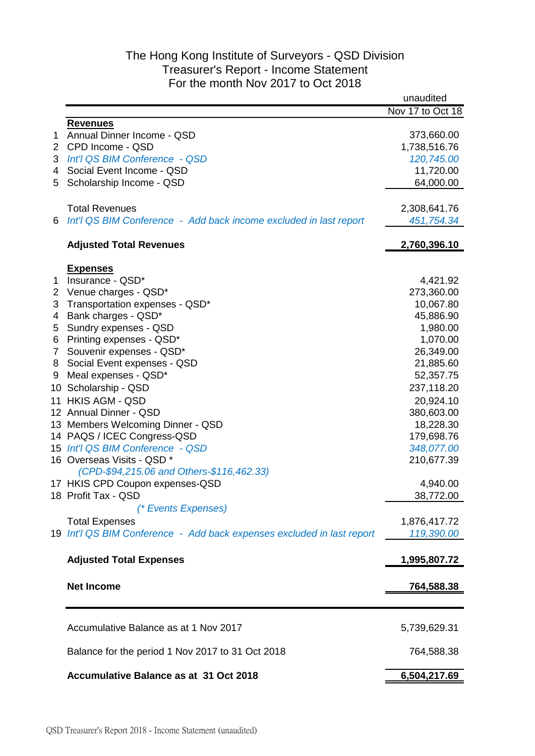# The Hong Kong Institute of Surveyors - QSD Division
## Treasurer's Report - Income Statement
### For the month Nov 2017 to Oct 2018

| | | unaudited |
|---|---|---|
| | | **Nov 17 to Oct 18** |
| | **Revenues** | |
| 1 | Annual Dinner Income - QSD | 373,660.00 |
| 2 | CPD Income - QSD | 1,738,516.76 |
| 3 | *Int'l QS BIM Conference - QSD* | *120,745.00* |
| 4 | Social Event Income - QSD | 11,720.00 |
| 5 | Scholarship Income - QSD | 64,000.00 |
| | Total Revenues | 2,308,641.76 |
| 6 | *Int'l QS BIM Conference - Add back income excluded in last report* | *451,754.34* |
| | **Adjusted Total Revenues** | **2,760,396.10** |
| | **Expenses** | |
| 1 | Insurance - QSD* | 4,421.92 |
| 2 | Venue charges - QSD* | 273,360.00 |
| 3 | Transportation expenses - QSD* | 10,067.80 |
| 4 | Bank charges - QSD* | 45,886.90 |
| 5 | Sundry expenses - QSD | 1,980.00 |
| 6 | Printing expenses - QSD* | 1,070.00 |
| 7 | Souvenir expenses - QSD* | 26,349.00 |
| 8 | Social Event expenses - QSD | 21,885.60 |
| 9 | Meal expenses - QSD* | 52,357.75 |
| 10 | Scholarship - QSD | 237,118.20 |
| 11 | HKIS AGM - QSD | 20,924.10 |
| 12 | Annual Dinner - QSD | 380,603.00 |
| 13 | Members Welcoming Dinner - QSD | 18,228.30 |
| 14 | PAQS / ICEC Congress-QSD | 179,698.76 |
| 15 | *Int'l QS BIM Conference - QSD* | *348,077.00* |
| 16 | Overseas Visits - QSD * <br> *(CPD-$94,215.06 and Others-$116,462.33)* | 210,677.39 |
| 17 | HKIS CPD Coupon expenses-QSD | 4,940.00 |
| 18 | Profit Tax - QSD | 38,772.00 |
| | *(* Events Expenses)* | |
| | Total Expenses | 1,876,417.72 |
| 19 | *Int'l QS BIM Conference - Add back expenses excluded in last report* | *119,390.00* |
| | **Adjusted Total Expenses** | **1,995,807.72** |
| | **Net Income** | **764,588.38** |
| | Accumulative Balance as at 1 Nov 2017 | 5,739,629.31 |
| | Balance for the period 1 Nov 2017 to 31 Oct 2018 | 764,588.38 |
| | **Accumulative Balance as at 31 Oct 2018** | **6,504,217.69** |

QSD Treasurer's Report 2018 - Income Statement (unaudited)